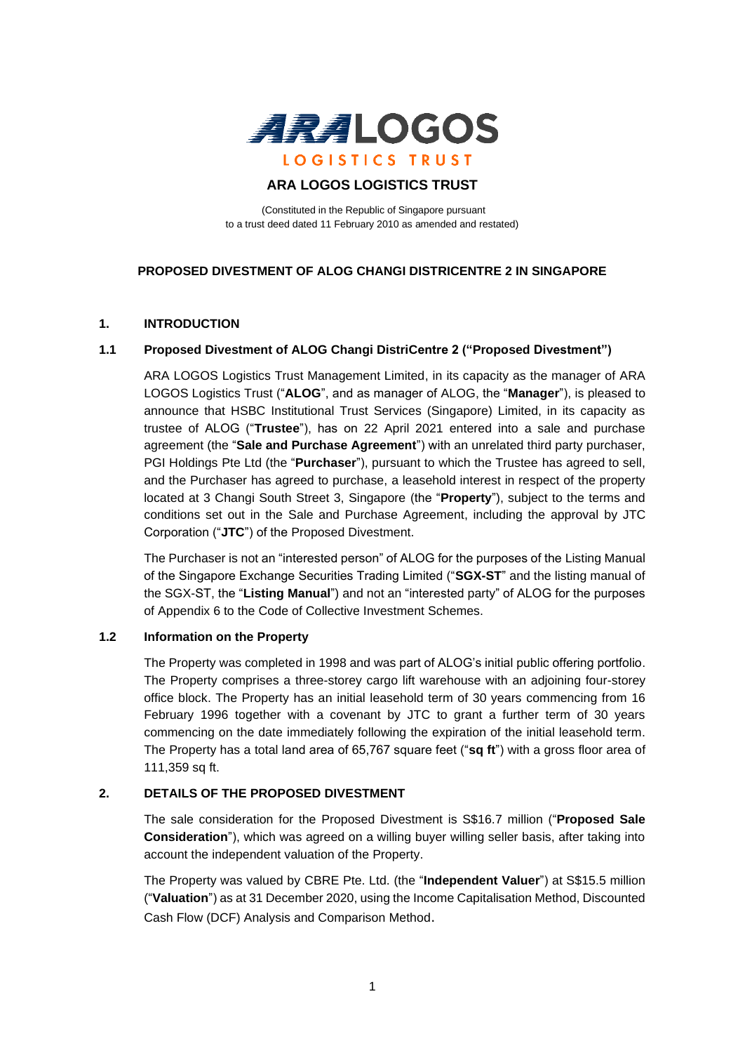# ARA LOGOS LOGISTICS TRUST

(Constituted in the Republic of Singapore pursuant
to a trust deed dated 11 February 2010 as amended and restated)

## PROPOSED DIVESTMENT OF ALOG CHANGI DISTRICENTRE 2 IN SINGAPORE

### 1. INTRODUCTION

#### 1.1 Proposed Divestment of ALOG Changi DistriCentre 2 ("Proposed Divestment")

ARA LOGOS Logistics Trust Management Limited, in its capacity as the manager of ARA LOGOS Logistics Trust ("**ALOG**", and as manager of ALOG, the "**Manager**"), is pleased to announce that HSBC Institutional Trust Services (Singapore) Limited, in its capacity as trustee of ALOG ("**Trustee**"), has on 22 April 2021 entered into a sale and purchase agreement (the "**Sale and Purchase Agreement**") with an unrelated third party purchaser, PGI Holdings Pte Ltd (the "**Purchaser**"), pursuant to which the Trustee has agreed to sell, and the Purchaser has agreed to purchase, a leasehold interest in respect of the property located at 3 Changi South Street 3, Singapore (the "**Property**"), subject to the terms and conditions set out in the Sale and Purchase Agreement, including the approval by JTC Corporation ("**JTC**") of the Proposed Divestment.

The Purchaser is not an "interested person" of ALOG for the purposes of the Listing Manual of the Singapore Exchange Securities Trading Limited ("**SGX-ST**" and the listing manual of the SGX-ST, the "**Listing Manual**") and not an "interested party" of ALOG for the purposes of Appendix 6 to the Code of Collective Investment Schemes.

#### 1.2 Information on the Property

The Property was completed in 1998 and was part of ALOG's initial public offering portfolio. The Property comprises a three-storey cargo lift warehouse with an adjoining four-storey office block. The Property has an initial leasehold term of 30 years commencing from 16 February 1996 together with a covenant by JTC to grant a further term of 30 years commencing on the date immediately following the expiration of the initial leasehold term. The Property has a total land area of 65,767 square feet ("**sq ft**") with a gross floor area of 111,359 sq ft.

### 2. DETAILS OF THE PROPOSED DIVESTMENT

The sale consideration for the Proposed Divestment is S$16.7 million ("**Proposed Sale Consideration**"), which was agreed on a willing buyer willing seller basis, after taking into account the independent valuation of the Property.

The Property was valued by CBRE Pte. Ltd. (the "**Independent Valuer**") at S$15.5 million ("**Valuation**") as at 31 December 2020, using the Income Capitalisation Method, Discounted Cash Flow (DCF) Analysis and Comparison Method.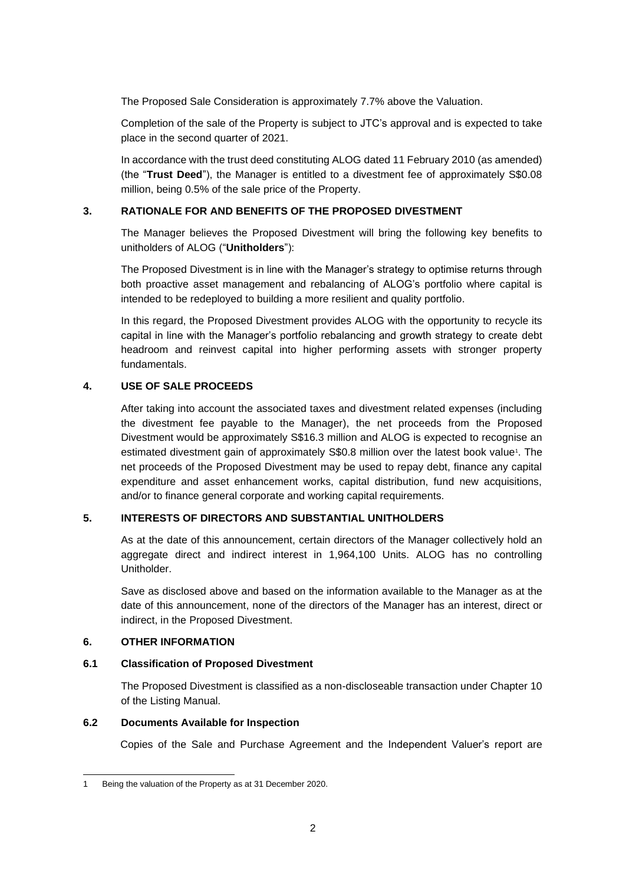The Proposed Sale Consideration is approximately 7.7% above the Valuation.

Completion of the sale of the Property is subject to JTC's approval and is expected to take place in the second quarter of 2021.

In accordance with the trust deed constituting ALOG dated 11 February 2010 (as amended) (the "**Trust Deed**"), the Manager is entitled to a divestment fee of approximately S$0.08 million, being 0.5% of the sale price of the Property.

## 3. RATIONALE FOR AND BENEFITS OF THE PROPOSED DIVESTMENT

The Manager believes the Proposed Divestment will bring the following key benefits to unitholders of ALOG ("**Unitholders**"):

The Proposed Divestment is in line with the Manager's strategy to optimise returns through both proactive asset management and rebalancing of ALOG's portfolio where capital is intended to be redeployed to building a more resilient and quality portfolio.

In this regard, the Proposed Divestment provides ALOG with the opportunity to recycle its capital in line with the Manager's portfolio rebalancing and growth strategy to create debt headroom and reinvest capital into higher performing assets with stronger property fundamentals.

## 4. USE OF SALE PROCEEDS

After taking into account the associated taxes and divestment related expenses (including the divestment fee payable to the Manager), the net proceeds from the Proposed Divestment would be approximately S$16.3 million and ALOG is expected to recognise an estimated divestment gain of approximately S$0.8 million over the latest book value[1]. The net proceeds of the Proposed Divestment may be used to repay debt, finance any capital expenditure and asset enhancement works, capital distribution, fund new acquisitions, and/or to finance general corporate and working capital requirements.

## 5. INTERESTS OF DIRECTORS AND SUBSTANTIAL UNITHOLDERS

As at the date of this announcement, certain directors of the Manager collectively hold an aggregate direct and indirect interest in 1,964,100 Units. ALOG has no controlling Unitholder.

Save as disclosed above and based on the information available to the Manager as at the date of this announcement, none of the directors of the Manager has an interest, direct or indirect, in the Proposed Divestment.

## 6. OTHER INFORMATION

### 6.1 Classification of Proposed Divestment

The Proposed Divestment is classified as a non-discloseable transaction under Chapter 10 of the Listing Manual.

### 6.2 Documents Available for Inspection

Copies of the Sale and Purchase Agreement and the Independent Valuer's report are

---

1 Being the valuation of the Property as at 31 December 2020.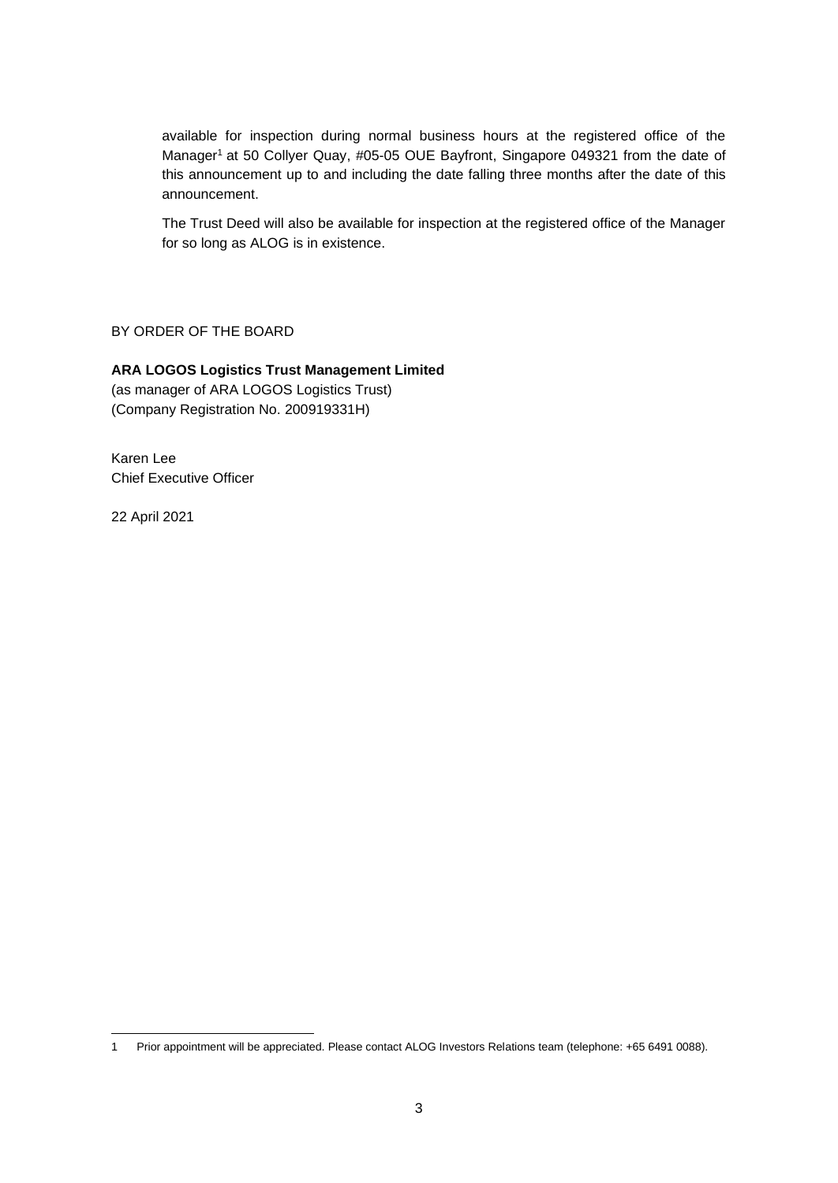available for inspection during normal business hours at the registered office of the Manager[1] at 50 Collyer Quay, #05-05 OUE Bayfront, Singapore 049321 from the date of this announcement up to and including the date falling three months after the date of this announcement.

The Trust Deed will also be available for inspection at the registered office of the Manager for so long as ALOG is in existence.

BY ORDER OF THE BOARD

**ARA LOGOS Logistics Trust Management Limited**
(as manager of ARA LOGOS Logistics Trust)
(Company Registration No. 200919331H)

Karen Lee
Chief Executive Officer

22 April 2021

---

1 Prior appointment will be appreciated. Please contact ALOG Investors Relations team (telephone: +65 6491 0088).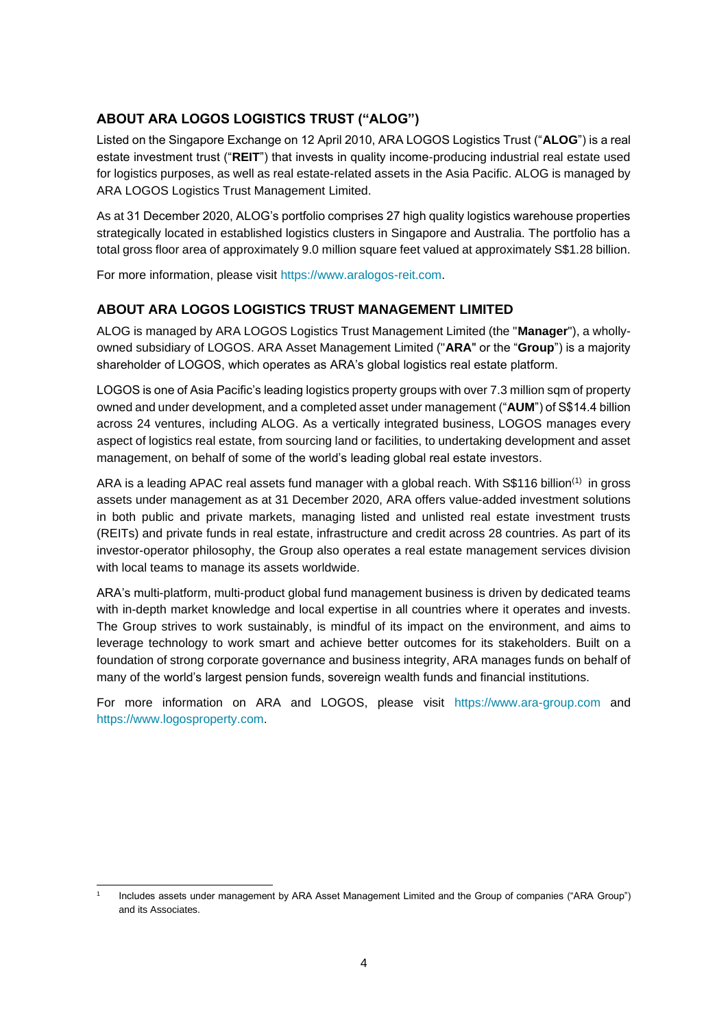## ABOUT ARA LOGOS LOGISTICS TRUST ("ALOG")

Listed on the Singapore Exchange on 12 April 2010, ARA LOGOS Logistics Trust ("**ALOG**") is a real estate investment trust ("**REIT**") that invests in quality income-producing industrial real estate used for logistics purposes, as well as real estate-related assets in the Asia Pacific. ALOG is managed by ARA LOGOS Logistics Trust Management Limited.

As at 31 December 2020, ALOG's portfolio comprises 27 high quality logistics warehouse properties strategically located in established logistics clusters in Singapore and Australia. The portfolio has a total gross floor area of approximately 9.0 million square feet valued at approximately S$1.28 billion.

For more information, please visit https://www.aralogos-reit.com.

## ABOUT ARA LOGOS LOGISTICS TRUST MANAGEMENT LIMITED

ALOG is managed by ARA LOGOS Logistics Trust Management Limited (the "**Manager**"), a wholly-owned subsidiary of LOGOS. ARA Asset Management Limited ("**ARA**" or the "**Group**") is a majority shareholder of LOGOS, which operates as ARA's global logistics real estate platform.

LOGOS is one of Asia Pacific's leading logistics property groups with over 7.3 million sqm of property owned and under development, and a completed asset under management ("**AUM**") of S$14.4 billion across 24 ventures, including ALOG. As a vertically integrated business, LOGOS manages every aspect of logistics real estate, from sourcing land or facilities, to undertaking development and asset management, on behalf of some of the world's leading global real estate investors.

ARA is a leading APAC real assets fund manager with a global reach. With S$116 billion(1) in gross assets under management as at 31 December 2020, ARA offers value-added investment solutions in both public and private markets, managing listed and unlisted real estate investment trusts (REITs) and private funds in real estate, infrastructure and credit across 28 countries. As part of its investor-operator philosophy, the Group also operates a real estate management services division with local teams to manage its assets worldwide.

ARA's multi-platform, multi-product global fund management business is driven by dedicated teams with in-depth market knowledge and local expertise in all countries where it operates and invests. The Group strives to work sustainably, is mindful of its impact on the environment, and aims to leverage technology to work smart and achieve better outcomes for its stakeholders. Built on a foundation of strong corporate governance and business integrity, ARA manages funds on behalf of many of the world's largest pension funds, sovereign wealth funds and financial institutions.

For more information on ARA and LOGOS, please visit https://www.ara-group.com and https://www.logosproperty.com.

---

[1] Includes assets under management by ARA Asset Management Limited and the Group of companies ("ARA Group") and its Associates.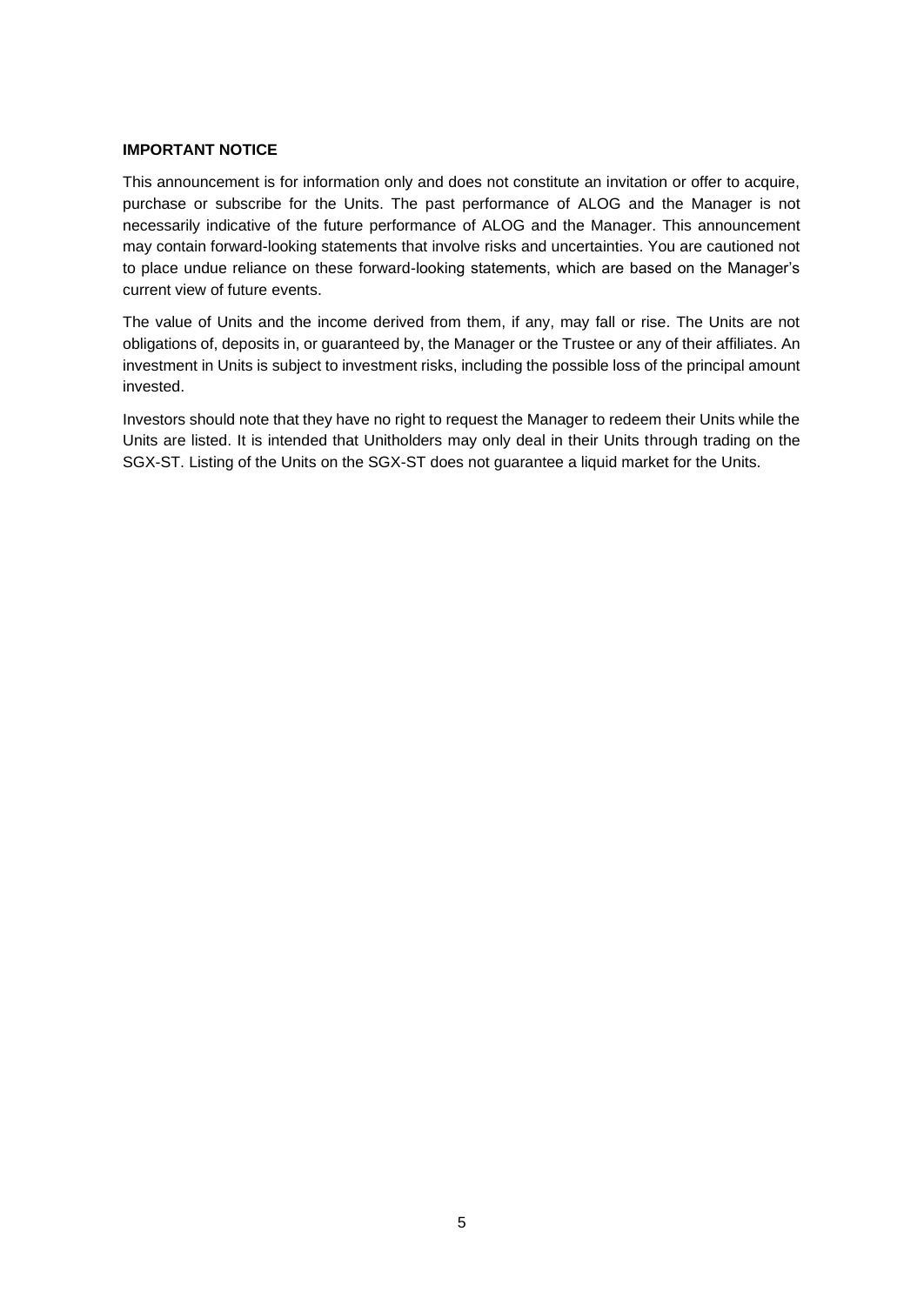**IMPORTANT NOTICE**

This announcement is for information only and does not constitute an invitation or offer to acquire, purchase or subscribe for the Units. The past performance of ALOG and the Manager is not necessarily indicative of the future performance of ALOG and the Manager. This announcement may contain forward-looking statements that involve risks and uncertainties. You are cautioned not to place undue reliance on these forward-looking statements, which are based on the Manager's current view of future events.

The value of Units and the income derived from them, if any, may fall or rise. The Units are not obligations of, deposits in, or guaranteed by, the Manager or the Trustee or any of their affiliates. An investment in Units is subject to investment risks, including the possible loss of the principal amount invested.

Investors should note that they have no right to request the Manager to redeem their Units while the Units are listed. It is intended that Unitholders may only deal in their Units through trading on the SGX-ST. Listing of the Units on the SGX-ST does not guarantee a liquid market for the Units.